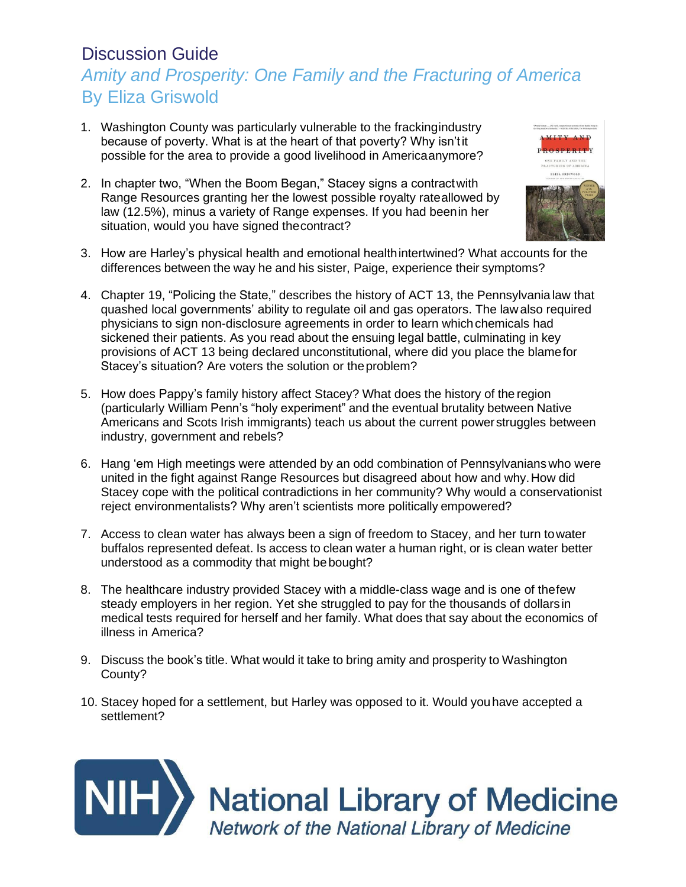# Discussion Guide

## *Amity and Prosperity: One Family and the Fracturing of America*

## By Eliza Griswold

1. Washington County was particularly vulnerable to the fracking industry because of poverty. What is at the heart of that poverty? Why isn't it possible for the area to provide a good livelihood in America anymore?

2. In chapter two, "When the Boom Began," Stacey signs a contract with Range Resources granting her the lowest possible royalty rate allowed by law (12.5%), minus a variety of Range expenses. If you had been in her situation, would you have signed the contract?

3. How are Harley's physical health and emotional health intertwined? What accounts for the differences between the way he and his sister, Paige, experience their symptoms?

4. Chapter 19, "Policing the State," describes the history of ACT 13, the Pennsylvania law that quashed local governments' ability to regulate oil and gas operators. The law also required physicians to sign non-disclosure agreements in order to learn which chemicals had sickened their patients. As you read about the ensuing legal battle, culminating in key provisions of ACT 13 being declared unconstitutional, where did you place the blame for Stacey's situation? Are voters the solution or the problem?

5. How does Pappy's family history affect Stacey? What does the history of the region (particularly William Penn's "holy experiment" and the eventual brutality between Native Americans and Scots Irish immigrants) teach us about the current power struggles between industry, government and rebels?

6. Hang 'em High meetings were attended by an odd combination of Pennsylvanians who were united in the fight against Range Resources but disagreed about how and why. How did Stacey cope with the political contradictions in her community? Why would a conservationist reject environmentalists? Why aren't scientists more politically empowered?

7. Access to clean water has always been a sign of freedom to Stacey, and her turn to water buffalos represented defeat. Is access to clean water a human right, or is clean water better understood as a commodity that might be bought?

8. The healthcare industry provided Stacey with a middle-class wage and is one of the few steady employers in her region. Yet she struggled to pay for the thousands of dollars in medical tests required for herself and her family. What does that say about the economics of illness in America?

9. Discuss the book's title. What would it take to bring amity and prosperity to Washington County?

10. Stacey hoped for a settlement, but Harley was opposed to it. Would you have accepted a settlement?

NIH National Library of Medicine
*Network of the National Library of Medicine*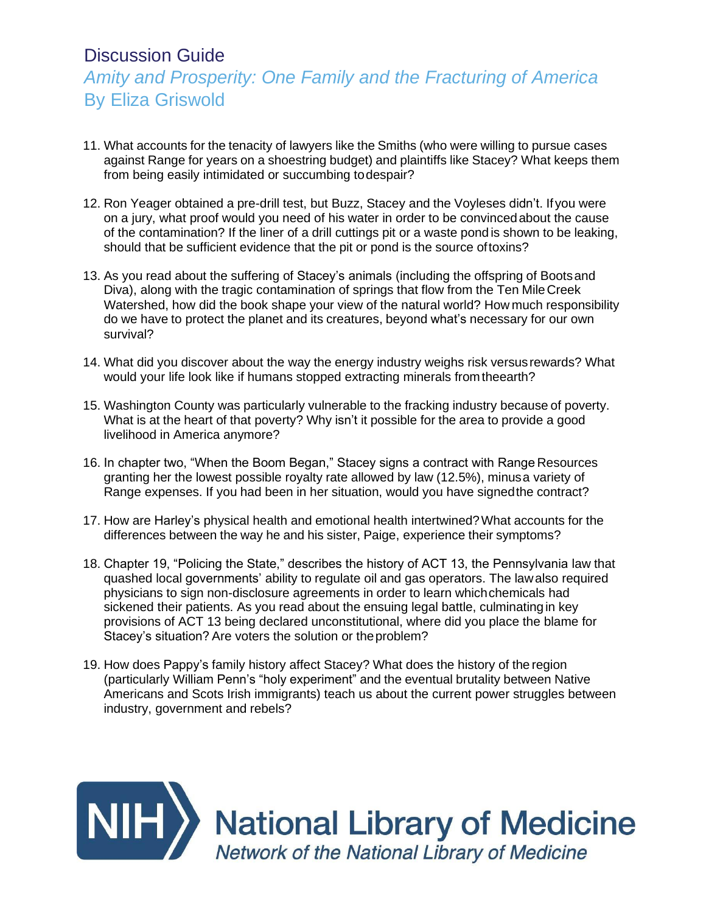# Discussion Guide

## *Amity and Prosperity: One Family and the Fracturing of America*

## By Eliza Griswold

11. What accounts for the tenacity of lawyers like the Smiths (who were willing to pursue cases against Range for years on a shoestring budget) and plaintiffs like Stacey? What keeps them from being easily intimidated or succumbing to despair?

12. Ron Yeager obtained a pre-drill test, but Buzz, Stacey and the Voyleses didn't. If you were on a jury, what proof would you need of his water in order to be convinced about the cause of the contamination? If the liner of a drill cuttings pit or a waste pond is shown to be leaking, should that be sufficient evidence that the pit or pond is the source of toxins?

13. As you read about the suffering of Stacey's animals (including the offspring of Boots and Diva), along with the tragic contamination of springs that flow from the Ten Mile Creek Watershed, how did the book shape your view of the natural world? How much responsibility do we have to protect the planet and its creatures, beyond what's necessary for our own survival?

14. What did you discover about the way the energy industry weighs risk versus rewards? What would your life look like if humans stopped extracting minerals from the earth?

15. Washington County was particularly vulnerable to the fracking industry because of poverty. What is at the heart of that poverty? Why isn't it possible for the area to provide a good livelihood in America anymore?

16. In chapter two, "When the Boom Began," Stacey signs a contract with Range Resources granting her the lowest possible royalty rate allowed by law (12.5%), minus a variety of Range expenses. If you had been in her situation, would you have signed the contract?

17. How are Harley's physical health and emotional health intertwined? What accounts for the differences between the way he and his sister, Paige, experience their symptoms?

18. Chapter 19, "Policing the State," describes the history of ACT 13, the Pennsylvania law that quashed local governments' ability to regulate oil and gas operators. The law also required physicians to sign non-disclosure agreements in order to learn which chemicals had sickened their patients. As you read about the ensuing legal battle, culminating in key provisions of ACT 13 being declared unconstitutional, where did you place the blame for Stacey's situation? Are voters the solution or the problem?

19. How does Pappy's family history affect Stacey? What does the history of the region (particularly William Penn's "holy experiment" and the eventual brutality between Native Americans and Scots Irish immigrants) teach us about the current power struggles between industry, government and rebels?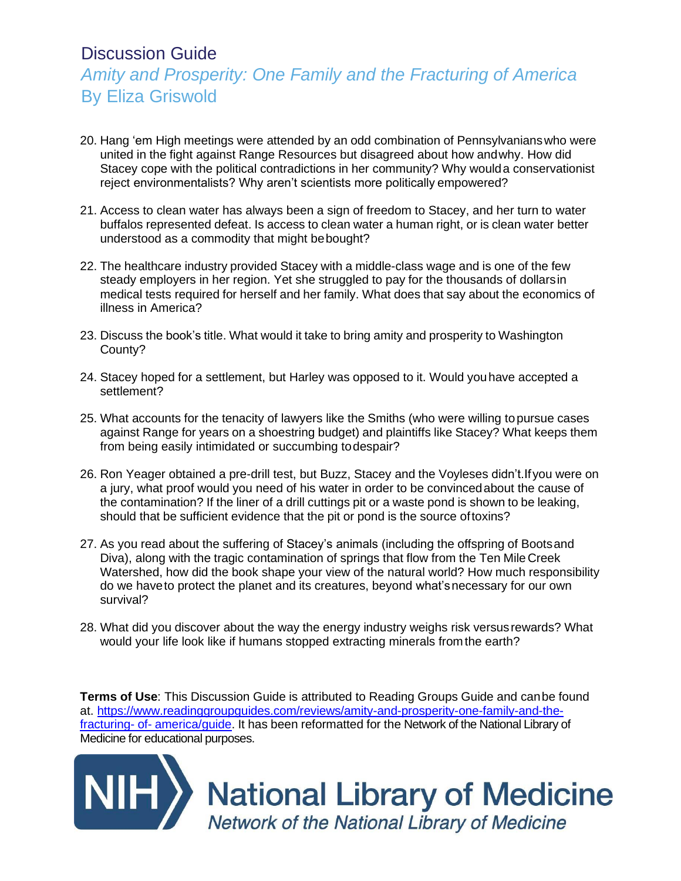Discussion Guide

*Amity and Prosperity: One Family and the Fracturing of America*

By Eliza Griswold

20. Hang 'em High meetings were attended by an odd combination of Pennsylvanians who were united in the fight against Range Resources but disagreed about how and why. How did Stacey cope with the political contradictions in her community? Why would a conservationist reject environmentalists? Why aren't scientists more politically empowered?

21. Access to clean water has always been a sign of freedom to Stacey, and her turn to water buffalos represented defeat. Is access to clean water a human right, or is clean water better understood as a commodity that might be bought?

22. The healthcare industry provided Stacey with a middle-class wage and is one of the few steady employers in her region. Yet she struggled to pay for the thousands of dollars in medical tests required for herself and her family. What does that say about the economics of illness in America?

23. Discuss the book's title. What would it take to bring amity and prosperity to Washington County?

24. Stacey hoped for a settlement, but Harley was opposed to it. Would you have accepted a settlement?

25. What accounts for the tenacity of lawyers like the Smiths (who were willing to pursue cases against Range for years on a shoestring budget) and plaintiffs like Stacey? What keeps them from being easily intimidated or succumbing to despair?

26. Ron Yeager obtained a pre-drill test, but Buzz, Stacey and the Voyleses didn't. If you were on a jury, what proof would you need of his water in order to be convinced about the cause of the contamination? If the liner of a drill cuttings pit or a waste pond is shown to be leaking, should that be sufficient evidence that the pit or pond is the source of toxins?

27. As you read about the suffering of Stacey's animals (including the offspring of Boots and Diva), along with the tragic contamination of springs that flow from the Ten Mile Creek Watershed, how did the book shape your view of the natural world? How much responsibility do we have to protect the planet and its creatures, beyond what's necessary for our own survival?

28. What did you discover about the way the energy industry weighs risk versus rewards? What would your life look like if humans stopped extracting minerals from the earth?

**Terms of Use**: This Discussion Guide is attributed to Reading Groups Guide and can be found at. [https://www.readinggroupguides.com/reviews/amity-and-prosperity-one-family-and-the-fracturing- of- america/guide](https://www.readinggroupguides.com/reviews/amity-and-prosperity-one-family-and-the-fracturing-of-america/guide). It has been reformatted for the Network of the National Library of Medicine for educational purposes.

NIH National Library of Medicine

*Network of the National Library of Medicine*